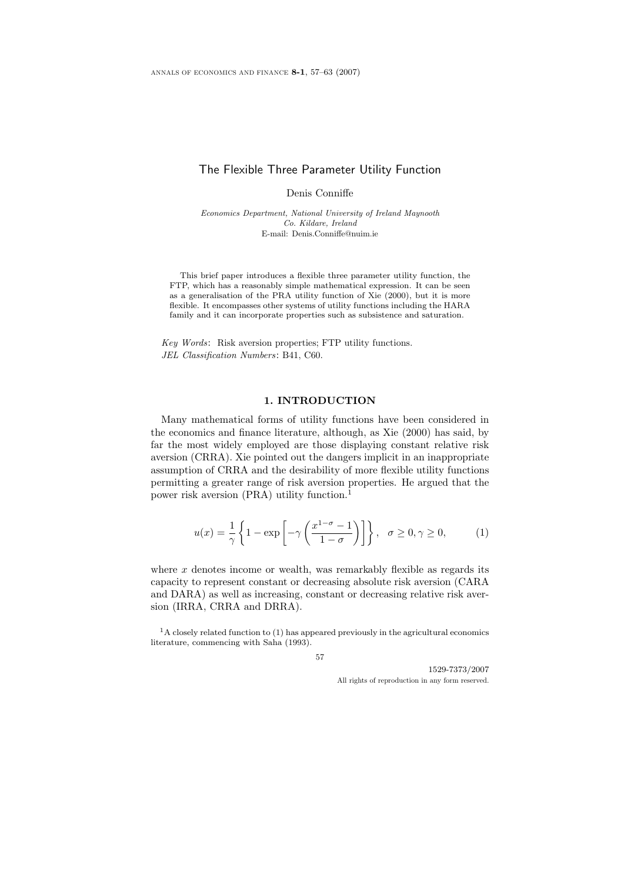# The Flexible Three Parameter Utility Function

Denis Conniffe

*Economics Department, National University of Ireland Maynooth*
*Co. Kildare, Ireland*
E-mail: Denis.Conniffe@nuim.ie

This brief paper introduces a flexible three parameter utility function, the FTP, which has a reasonably simple mathematical expression. It can be seen as a generalisation of the PRA utility function of Xie (2000), but it is more flexible. It encompasses other systems of utility functions including the HARA family and it can incorporate properties such as subsistence and saturation.

*Key Words*: Risk aversion properties; FTP utility functions.
*JEL Classification Numbers*: B41, C60.

## 1. INTRODUCTION

Many mathematical forms of utility functions have been considered in the economics and finance literature, although, as Xie (2000) has said, by far the most widely employed are those displaying constant relative risk aversion (CRRA). Xie pointed out the dangers implicit in an inappropriate assumption of CRRA and the desirability of more flexible utility functions permitting a greater range of risk aversion properties. He argued that the power risk aversion (PRA) utility function.[1]

$$u(x) = \frac{1}{\gamma}\left\{1 - \exp\left[-\gamma\left(\frac{x^{1-\sigma}-1}{1-\sigma}\right)\right]\right\}, \quad \sigma \geq 0, \gamma \geq 0, \tag{1}$$

where $x$ denotes income or wealth, was remarkably flexible as regards its capacity to represent constant or decreasing absolute risk aversion (CARA and DARA) as well as increasing, constant or decreasing relative risk aversion (IRRA, CRRA and DRRA).

[1] A closely related function to (1) has appeared previously in the agricultural economics literature, commencing with Saha (1993).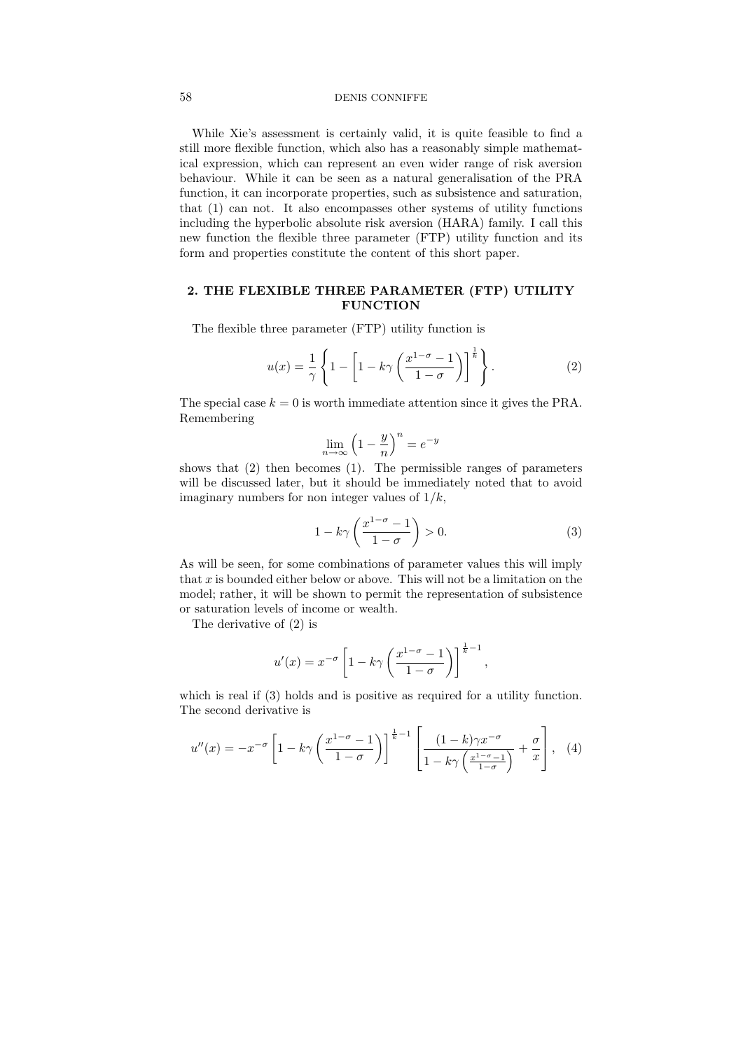While Xie's assessment is certainly valid, it is quite feasible to find a still more flexible function, which also has a reasonably simple mathematical expression, which can represent an even wider range of risk aversion behaviour. While it can be seen as a natural generalisation of the PRA function, it can incorporate properties, such as subsistence and saturation, that (1) can not. It also encompasses other systems of utility functions including the hyperbolic absolute risk aversion (HARA) family. I call this new function the flexible three parameter (FTP) utility function and its form and properties constitute the content of this short paper.

## 2. THE FLEXIBLE THREE PARAMETER (FTP) UTILITY FUNCTION

The flexible three parameter (FTP) utility function is

$$u(x) = \frac{1}{\gamma}\left\{1 - \left[1 - k\gamma\left(\frac{x^{1-\sigma}-1}{1-\sigma}\right)\right]^{\frac{1}{k}}\right\}. \tag{2}$$

The special case $k = 0$ is worth immediate attention since it gives the PRA. Remembering

$$\lim_{n\to\infty}\left(1 - \frac{y}{n}\right)^n = e^{-y}$$

shows that (2) then becomes (1). The permissible ranges of parameters will be discussed later, but it should be immediately noted that to avoid imaginary numbers for non integer values of $1/k$,

$$1 - k\gamma\left(\frac{x^{1-\sigma}-1}{1-\sigma}\right) > 0. \tag{3}$$

As will be seen, for some combinations of parameter values this will imply that $x$ is bounded either below or above. This will not be a limitation on the model; rather, it will be shown to permit the representation of subsistence or saturation levels of income or wealth.

The derivative of (2) is

$$u'(x) = x^{-\sigma}\left[1 - k\gamma\left(\frac{x^{1-\sigma}-1}{1-\sigma}\right)\right]^{\frac{1}{k}-1},$$

which is real if (3) holds and is positive as required for a utility function. The second derivative is

$$u''(x) = -x^{-\sigma}\left[1 - k\gamma\left(\frac{x^{1-\sigma}-1}{1-\sigma}\right)\right]^{\frac{1}{k}-1}\left[\frac{(1-k)\gamma x^{-\sigma}}{1 - k\gamma\left(\frac{x^{1-\sigma}-1}{1-\sigma}\right)} + \frac{\sigma}{x}\right], \tag{4}$$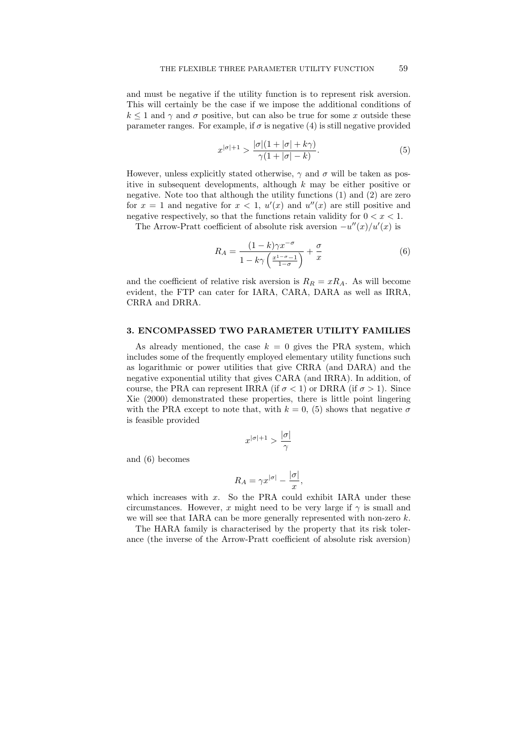and must be negative if the utility function is to represent risk aversion. This will certainly be the case if we impose the additional conditions of $k \leq 1$ and $\gamma$ and $\sigma$ positive, but can also be true for some $x$ outside these parameter ranges. For example, if $\sigma$ is negative (4) is still negative provided

$$x^{|\sigma|+1} > \frac{|\sigma|(1 + |\sigma| + k\gamma)}{\gamma(1 + |\sigma| - k)}. \tag{5}$$

However, unless explicitly stated otherwise, $\gamma$ and $\sigma$ will be taken as positive in subsequent developments, although $k$ may be either positive or negative. Note too that although the utility functions (1) and (2) are zero for $x = 1$ and negative for $x < 1$, $u'(x)$ and $u''(x)$ are still positive and negative respectively, so that the functions retain validity for $0 < x < 1$.

The Arrow-Pratt coefficient of absolute risk aversion $-u''(x)/u'(x)$ is

$$R_A = \frac{(1-k)\gamma x^{-\sigma}}{1 - k\gamma\left(\frac{x^{1-\sigma}-1}{1-\sigma}\right)} + \frac{\sigma}{x} \tag{6}$$

and the coefficient of relative risk aversion is $R_R = xR_A$. As will become evident, the FTP can cater for IARA, CARA, DARA as well as IRRA, CRRA and DRRA.

## 3. ENCOMPASSED TWO PARAMETER UTILITY FAMILIES

As already mentioned, the case $k = 0$ gives the PRA system, which includes some of the frequently employed elementary utility functions such as logarithmic or power utilities that give CRRA (and DARA) and the negative exponential utility that gives CARA (and IRRA). In addition, of course, the PRA can represent IRRA (if $\sigma < 1$) or DRRA (if $\sigma > 1$). Since Xie (2000) demonstrated these properties, there is little point lingering with the PRA except to note that, with $k = 0$, (5) shows that negative $\sigma$ is feasible provided

$$x^{|\sigma|+1} > \frac{|\sigma|}{\gamma}$$

and (6) becomes

$$R_A = \gamma x^{|\sigma|} - \frac{|\sigma|}{x},$$

which increases with $x$. So the PRA could exhibit IARA under these circumstances. However, $x$ might need to be very large if $\gamma$ is small and we will see that IARA can be more generally represented with non-zero $k$.

The HARA family is characterised by the property that its risk tolerance (the inverse of the Arrow-Pratt coefficient of absolute risk aversion)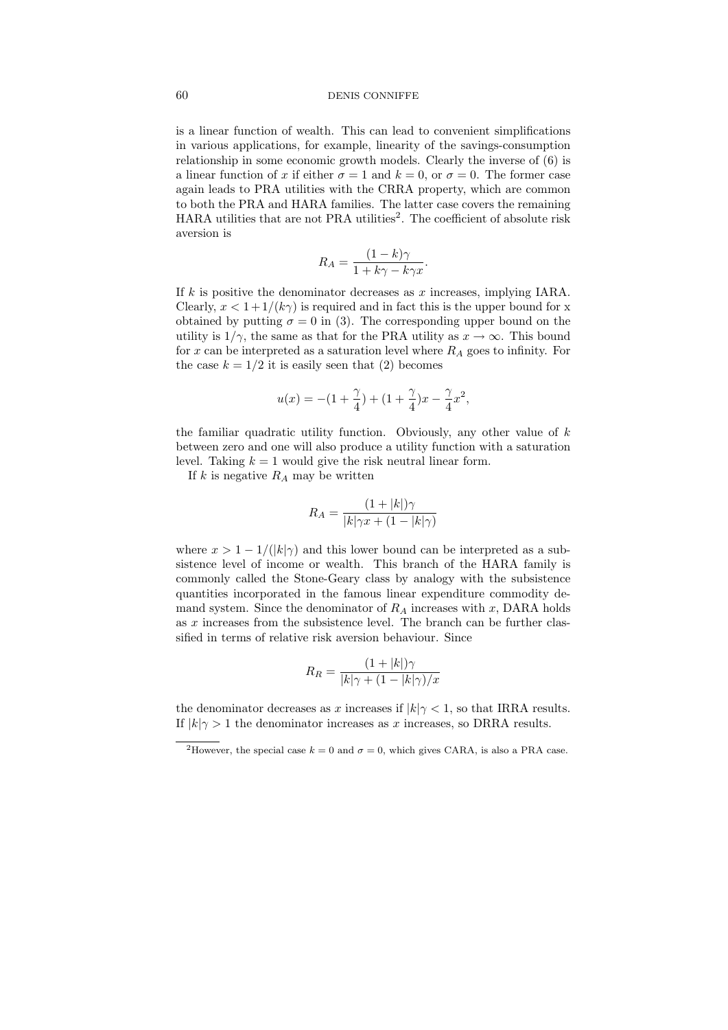is a linear function of wealth. This can lead to convenient simplifications in various applications, for example, linearity of the savings-consumption relationship in some economic growth models. Clearly the inverse of (6) is a linear function of $x$ if either $\sigma = 1$ and $k = 0$, or $\sigma = 0$. The former case again leads to PRA utilities with the CRRA property, which are common to both the PRA and HARA families. The latter case covers the remaining HARA utilities that are not PRA utilities[2]. The coefficient of absolute risk aversion is

$$R_A = \frac{(1-k)\gamma}{1 + k\gamma - k\gamma x}.$$

If $k$ is positive the denominator decreases as $x$ increases, implying IARA. Clearly, $x < 1 + 1/(k\gamma)$ is required and in fact this is the upper bound for x obtained by putting $\sigma = 0$ in (3). The corresponding upper bound on the utility is $1/\gamma$, the same as that for the PRA utility as $x \to \infty$. This bound for $x$ can be interpreted as a saturation level where $R_A$ goes to infinity. For the case $k = 1/2$ it is easily seen that (2) becomes

$$u(x) = -(1 + \frac{\gamma}{4}) + (1 + \frac{\gamma}{4})x - \frac{\gamma}{4}x^2,$$

the familiar quadratic utility function. Obviously, any other value of $k$ between zero and one will also produce a utility function with a saturation level. Taking $k = 1$ would give the risk neutral linear form.

If $k$ is negative $R_A$ may be written

$$R_A = \frac{(1 + |k|)\gamma}{|k|\gamma x + (1 - |k|\gamma)}$$

where $x > 1 - 1/(|k|\gamma)$ and this lower bound can be interpreted as a subsistence level of income or wealth. This branch of the HARA family is commonly called the Stone-Geary class by analogy with the subsistence quantities incorporated in the famous linear expenditure commodity demand system. Since the denominator of $R_A$ increases with $x$, DARA holds as $x$ increases from the subsistence level. The branch can be further classified in terms of relative risk aversion behaviour. Since

$$R_R = \frac{(1 + |k|)\gamma}{|k|\gamma + (1 - |k|\gamma)/x}$$

the denominator decreases as $x$ increases if $|k|\gamma < 1$, so that IRRA results. If $|k|\gamma > 1$ the denominator increases as $x$ increases, so DRRA results.

[2] However, the special case $k = 0$ and $\sigma = 0$, which gives CARA, is also a PRA case.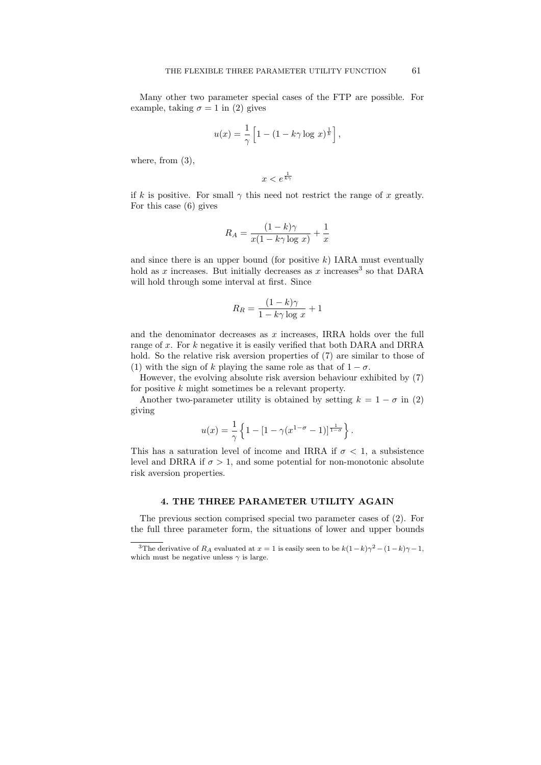Many other two parameter special cases of the FTP are possible. For example, taking $\sigma = 1$ in (2) gives

$$u(x) = \frac{1}{\gamma}\left[1 - (1 - k\gamma \log\, x)^{\frac{1}{k}}\right],$$

where, from (3),

$$x < e^{\frac{1}{k\gamma}}$$

if $k$ is positive. For small $\gamma$ this need not restrict the range of $x$ greatly. For this case (6) gives

$$R_A = \frac{(1-k)\gamma}{x(1 - k\gamma \log\, x)} + \frac{1}{x}$$

and since there is an upper bound (for positive $k$) IARA must eventually hold as $x$ increases. But initially decreases as $x$ increases[3] so that DARA will hold through some interval at first. Since

$$R_R = \frac{(1-k)\gamma}{1 - k\gamma \log\, x} + 1$$

and the denominator decreases as $x$ increases, IRRA holds over the full range of $x$. For $k$ negative it is easily verified that both DARA and DRRA hold. So the relative risk aversion properties of (7) are similar to those of (1) with the sign of $k$ playing the same role as that of $1 - \sigma$.

However, the evolving absolute risk aversion behaviour exhibited by (7) for positive $k$ might sometimes be a relevant property.

Another two-parameter utility is obtained by setting $k = 1 - \sigma$ in (2) giving

$$u(x) = \frac{1}{\gamma}\left\{1 - \left[1 - \gamma(x^{1-\sigma} - 1)\right]^{\frac{1}{1-\sigma}}\right\}.$$

This has a saturation level of income and IRRA if $\sigma < 1$, a subsistence level and DRRA if $\sigma > 1$, and some potential for non-monotonic absolute risk aversion properties.

## 4. THE THREE PARAMETER UTILITY AGAIN

The previous section comprised special two parameter cases of (2). For the full three parameter form, the situations of lower and upper bounds

[3] The derivative of $R_A$ evaluated at $x = 1$ is easily seen to be $k(1-k)\gamma^2 - (1-k)\gamma - 1$, which must be negative unless $\gamma$ is large.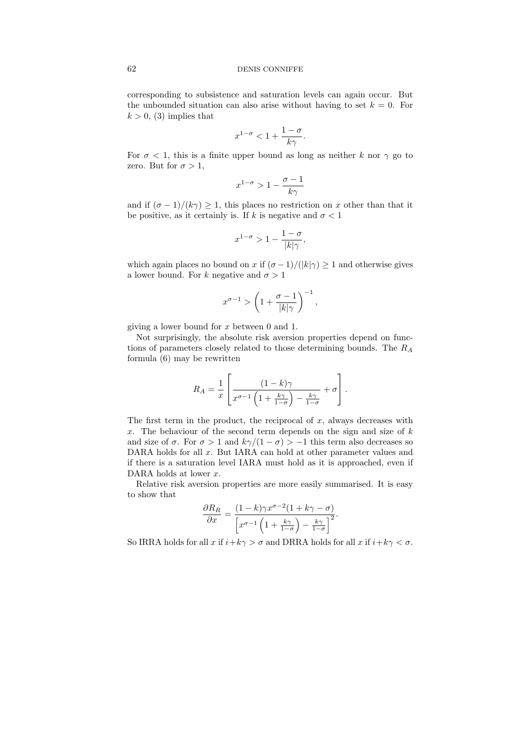corresponding to subsistence and saturation levels can again occur. But the unbounded situation can also arise without having to set $k = 0$. For $k > 0$, (3) implies that

$$x^{1-\sigma} < 1 + \frac{1-\sigma}{k\gamma}.$$

For $\sigma < 1$, this is a finite upper bound as long as neither $k$ nor $\gamma$ go to zero. But for $\sigma > 1$,

$$x^{1-\sigma} > 1 - \frac{\sigma - 1}{k\gamma}$$

and if $(\sigma - 1)/(k\gamma) \geq 1$, this places no restriction on $x$ other than that it be positive, as it certainly is. If $k$ is negative and $\sigma < 1$

$$x^{1-\sigma} > 1 - \frac{1-\sigma}{|k|\gamma},$$

which again places no bound on $x$ if $(\sigma - 1)/(|k|\gamma) \geq 1$ and otherwise gives a lower bound. For $k$ negative and $\sigma > 1$

$$x^{\sigma-1} > \left(1 + \frac{\sigma - 1}{|k|\gamma}\right)^{-1},$$

giving a lower bound for $x$ between 0 and 1.

Not surprisingly, the absolute risk aversion properties depend on functions of parameters closely related to those determining bounds. The $R_A$ formula (6) may be rewritten

$$R_A = \frac{1}{x}\left[\frac{(1-k)\gamma}{x^{\sigma-1}\left(1 + \frac{k\gamma}{1-\sigma}\right) - \frac{k\gamma}{1-\sigma}} + \sigma\right].$$

The first term in the product, the reciprocal of $x$, always decreases with $x$. The behaviour of the second term depends on the sign and size of $k$ and size of $\sigma$. For $\sigma > 1$ and $k\gamma/(1-\sigma) > -1$ this term also decreases so DARA holds for all $x$. But IARA can hold at other parameter values and if there is a saturation level IARA must hold as it is approached, even if DARA holds at lower $x$.

Relative risk aversion properties are more easily summarised. It is easy to show that

$$\frac{\partial R_R}{\partial x} = \frac{(1-k)\gamma x^{\sigma-2}(1 + k\gamma - \sigma)}{\left[x^{\sigma-1}\left(1 + \frac{k\gamma}{1-\sigma}\right) - \frac{k\gamma}{1-\sigma}\right]^2}.$$

So IRRA holds for all $x$ if $i + k\gamma > \sigma$ and DRRA holds for all $x$ if $i + k\gamma < \sigma$.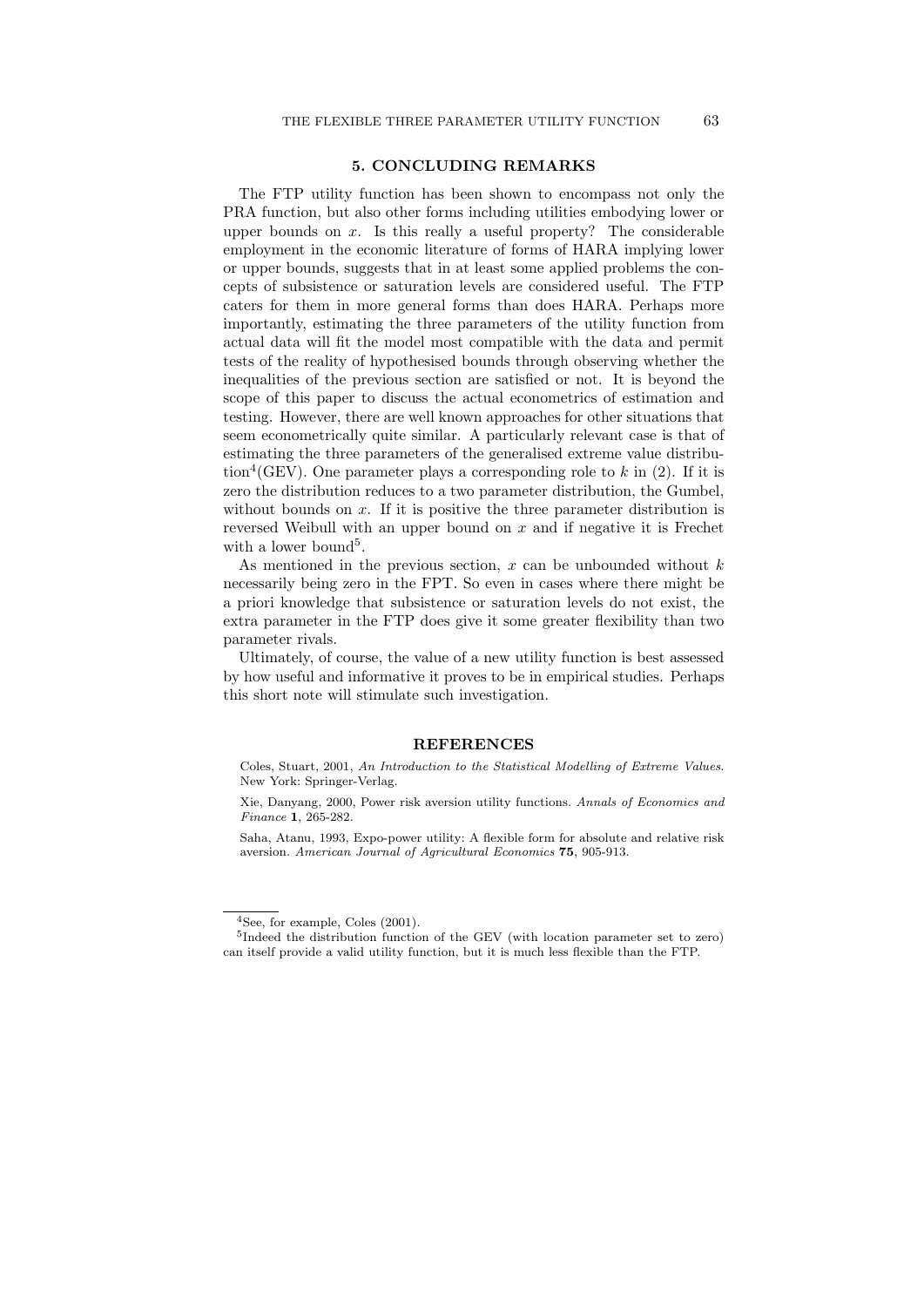## 5. CONCLUDING REMARKS

The FTP utility function has been shown to encompass not only the PRA function, but also other forms including utilities embodying lower or upper bounds on $x$. Is this really a useful property? The considerable employment in the economic literature of forms of HARA implying lower or upper bounds, suggests that in at least some applied problems the concepts of subsistence or saturation levels are considered useful. The FTP caters for them in more general forms than does HARA. Perhaps more importantly, estimating the three parameters of the utility function from actual data will fit the model most compatible with the data and permit tests of the reality of hypothesised bounds through observing whether the inequalities of the previous section are satisfied or not. It is beyond the scope of this paper to discuss the actual econometrics of estimation and testing. However, there are well known approaches for other situations that seem econometrically quite similar. A particularly relevant case is that of estimating the three parameters of the generalised extreme value distribution[4](GEV). One parameter plays a corresponding role to $k$ in (2). If it is zero the distribution reduces to a two parameter distribution, the Gumbel, without bounds on $x$. If it is positive the three parameter distribution is reversed Weibull with an upper bound on $x$ and if negative it is Frechet with a lower bound[5].

As mentioned in the previous section, $x$ can be unbounded without $k$ necessarily being zero in the FPT. So even in cases where there might be a priori knowledge that subsistence or saturation levels do not exist, the extra parameter in the FTP does give it some greater flexibility than two parameter rivals.

Ultimately, of course, the value of a new utility function is best assessed by how useful and informative it proves to be in empirical studies. Perhaps this short note will stimulate such investigation.

## REFERENCES

Coles, Stuart, 2001, *An Introduction to the Statistical Modelling of Extreme Values*. New York: Springer-Verlag.

Xie, Danyang, 2000, Power risk aversion utility functions. *Annals of Economics and Finance* **1**, 265-282.

Saha, Atanu, 1993, Expo-power utility: A flexible form for absolute and relative risk aversion. *American Journal of Agricultural Economics* **75**, 905-913.

---

[4] See, for example, Coles (2001).

[5] Indeed the distribution function of the GEV (with location parameter set to zero) can itself provide a valid utility function, but it is much less flexible than the FTP.